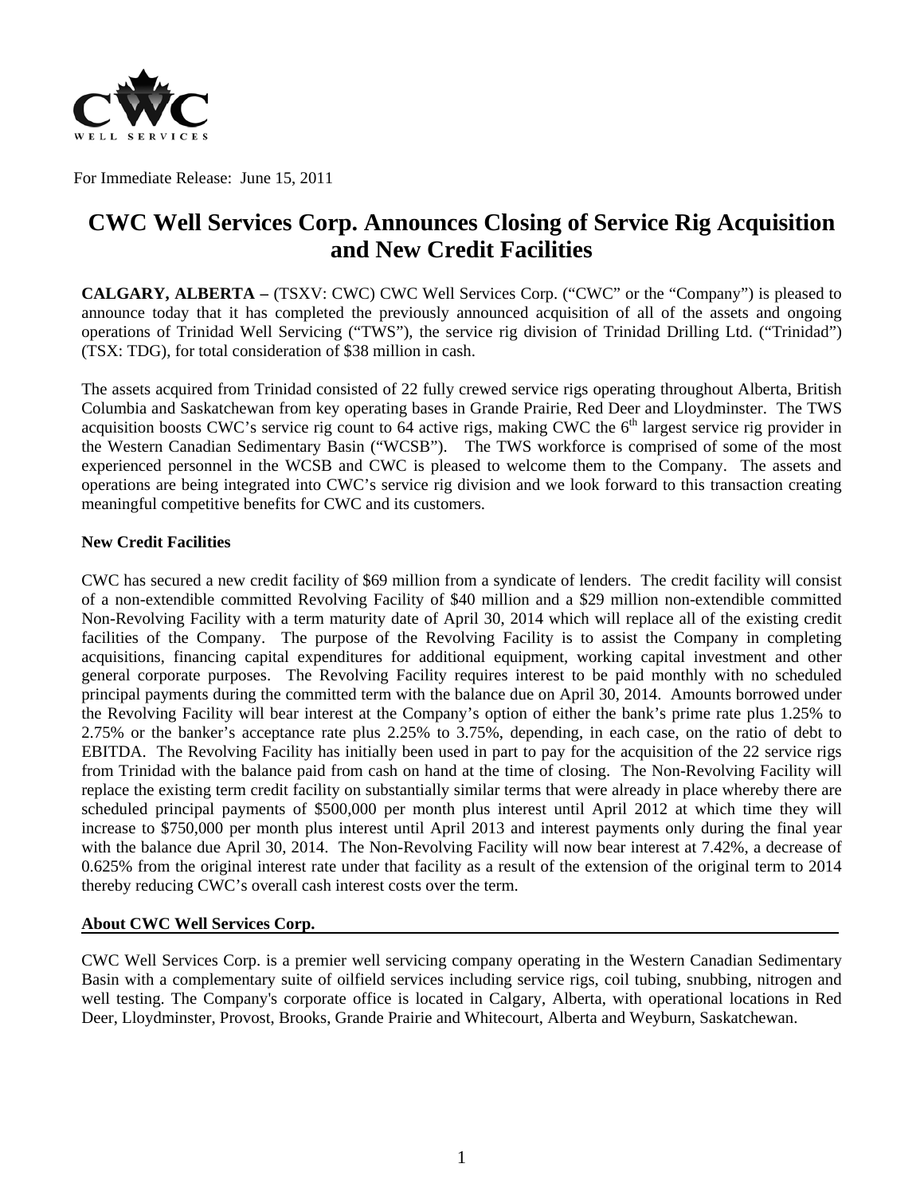For Immediate Release: June 15, 2011

# CWC Well Services Corp. Announces Closing of Service Rig Acquisition and New Credit Facilities

**CALGARY, ALBERTA –** (TSXV: CWC) CWC Well Services Corp. ("CWC" or the "Company") is pleased to announce today that it has completed the previously announced acquisition of all of the assets and ongoing operations of Trinidad Well Servicing ("TWS"), the service rig division of Trinidad Drilling Ltd. ("Trinidad") (TSX: TDG), for total consideration of $38 million in cash.

The assets acquired from Trinidad consisted of 22 fully crewed service rigs operating throughout Alberta, British Columbia and Saskatchewan from key operating bases in Grande Prairie, Red Deer and Lloydminster. The TWS acquisition boosts CWC's service rig count to 64 active rigs, making CWC the 6th largest service rig provider in the Western Canadian Sedimentary Basin ("WCSB"). The TWS workforce is comprised of some of the most experienced personnel in the WCSB and CWC is pleased to welcome them to the Company. The assets and operations are being integrated into CWC's service rig division and we look forward to this transaction creating meaningful competitive benefits for CWC and its customers.

**New Credit Facilities**

CWC has secured a new credit facility of $69 million from a syndicate of lenders. The credit facility will consist of a non-extendible committed Revolving Facility of $40 million and a $29 million non-extendible committed Non-Revolving Facility with a term maturity date of April 30, 2014 which will replace all of the existing credit facilities of the Company. The purpose of the Revolving Facility is to assist the Company in completing acquisitions, financing capital expenditures for additional equipment, working capital investment and other general corporate purposes. The Revolving Facility requires interest to be paid monthly with no scheduled principal payments during the committed term with the balance due on April 30, 2014. Amounts borrowed under the Revolving Facility will bear interest at the Company's option of either the bank's prime rate plus 1.25% to 2.75% or the banker's acceptance rate plus 2.25% to 3.75%, depending, in each case, on the ratio of debt to EBITDA. The Revolving Facility has initially been used in part to pay for the acquisition of the 22 service rigs from Trinidad with the balance paid from cash on hand at the time of closing. The Non-Revolving Facility will replace the existing term credit facility on substantially similar terms that were already in place whereby there are scheduled principal payments of $500,000 per month plus interest until April 2012 at which time they will increase to $750,000 per month plus interest until April 2013 and interest payments only during the final year with the balance due April 30, 2014. The Non-Revolving Facility will now bear interest at 7.42%, a decrease of 0.625% from the original interest rate under that facility as a result of the extension of the original term to 2014 thereby reducing CWC's overall cash interest costs over the term.

**About CWC Well Services Corp.**

CWC Well Services Corp. is a premier well servicing company operating in the Western Canadian Sedimentary Basin with a complementary suite of oilfield services including service rigs, coil tubing, snubbing, nitrogen and well testing. The Company's corporate office is located in Calgary, Alberta, with operational locations in Red Deer, Lloydminster, Provost, Brooks, Grande Prairie and Whitecourt, Alberta and Weyburn, Saskatchewan.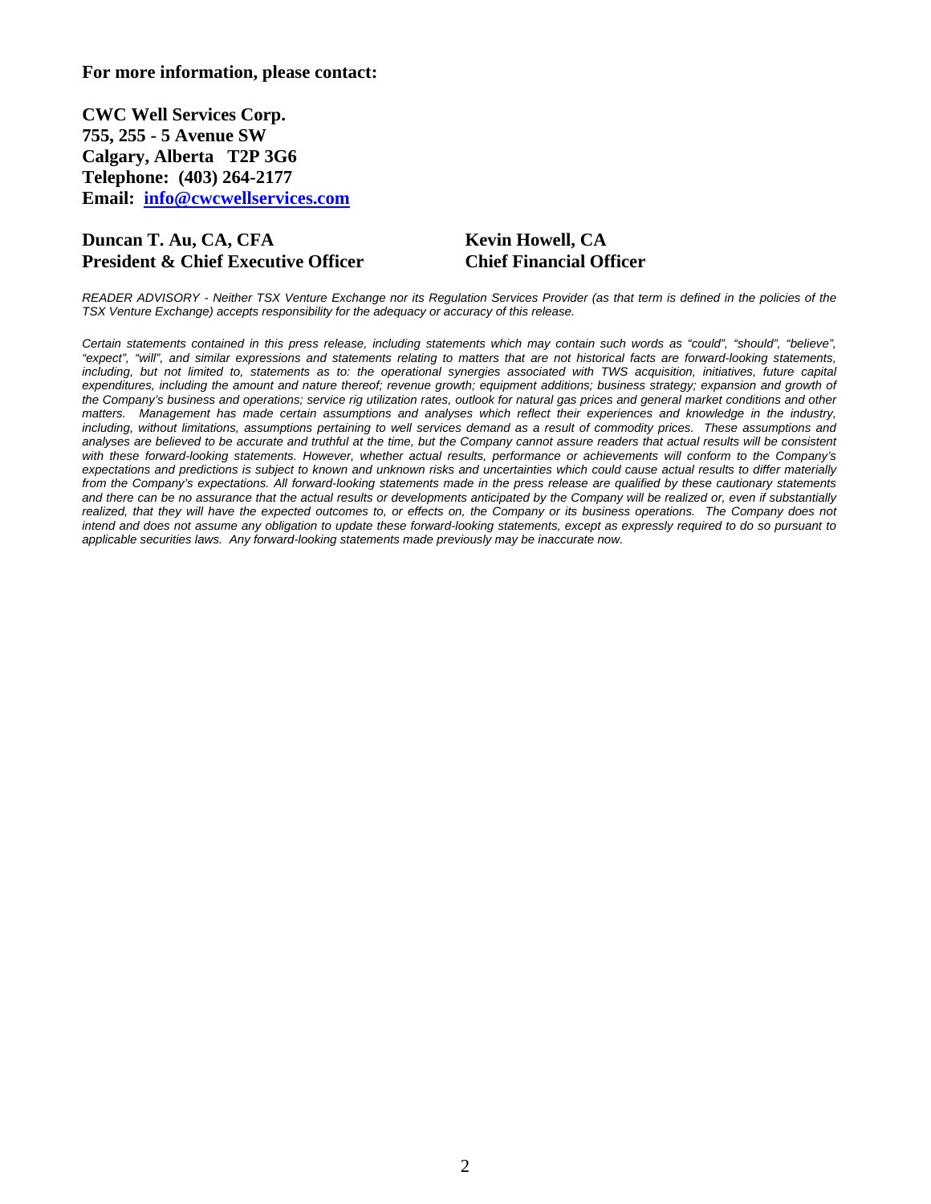**For more information, please contact:**

**CWC Well Services Corp.**
**755, 255 - 5 Avenue SW**
**Calgary, Alberta   T2P 3G6**
**Telephone:  (403) 264-2177**
**Email:  [info@cwcwellservices.com](mailto:info@cwcwellservices.com)**

**Duncan T. Au, CA, CFA**
**President & Chief Executive Officer**

**Kevin Howell, CA**
**Chief Financial Officer**

*READER ADVISORY - Neither TSX Venture Exchange nor its Regulation Services Provider (as that term is defined in the policies of the TSX Venture Exchange) accepts responsibility for the adequacy or accuracy of this release.*

*Certain statements contained in this press release, including statements which may contain such words as "could", "should", "believe", "expect", "will", and similar expressions and statements relating to matters that are not historical facts are forward-looking statements, including, but not limited to, statements as to: the operational synergies associated with TWS acquisition, initiatives, future capital expenditures, including the amount and nature thereof; revenue growth; equipment additions; business strategy; expansion and growth of the Company's business and operations; service rig utilization rates, outlook for natural gas prices and general market conditions and other matters.  Management has made certain assumptions and analyses which reflect their experiences and knowledge in the industry, including, without limitations, assumptions pertaining to well services demand as a result of commodity prices.  These assumptions and analyses are believed to be accurate and truthful at the time, but the Company cannot assure readers that actual results will be consistent with these forward-looking statements. However, whether actual results, performance or achievements will conform to the Company's expectations and predictions is subject to known and unknown risks and uncertainties which could cause actual results to differ materially from the Company's expectations. All forward-looking statements made in the press release are qualified by these cautionary statements and there can be no assurance that the actual results or developments anticipated by the Company will be realized or, even if substantially realized, that they will have the expected outcomes to, or effects on, the Company or its business operations.  The Company does not intend and does not assume any obligation to update these forward-looking statements, except as expressly required to do so pursuant to applicable securities laws.  Any forward-looking statements made previously may be inaccurate now.*